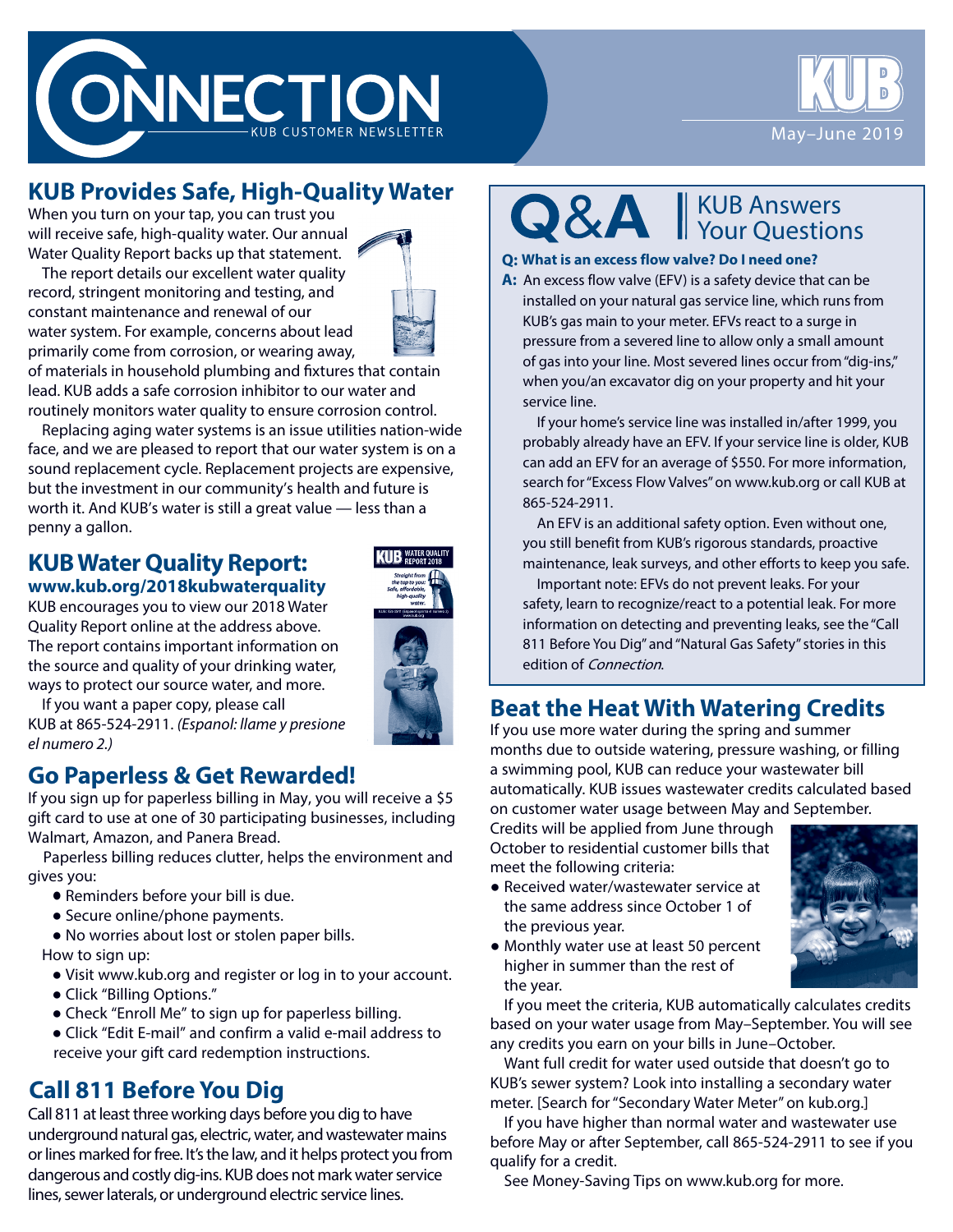# CONNECTION

KUB CUSTOMER NEWSLETTER

KUB

May–June 2019

## KUB Provides Safe, High-Quality Water

When you turn on your tap, you can trust you will receive safe, high-quality water. Our annual Water Quality Report backs up that statement.

The report details our excellent water quality record, stringent monitoring and testing, and constant maintenance and renewal of our water system. For example, concerns about lead primarily come from corrosion, or wearing away, of materials in household plumbing and fixtures that contain lead. KUB adds a safe corrosion inhibitor to our water and routinely monitors water quality to ensure corrosion control.

Replacing aging water systems is an issue utilities nation-wide face, and we are pleased to report that our water system is on a sound replacement cycle. Replacement projects are expensive, but the investment in our community's health and future is worth it. And KUB's water is still a great value — less than a penny a gallon.

## KUB Water Quality Report:
### www.kub.org/2018kubwaterquality

KUB encourages you to view our 2018 Water Quality Report online at the address above. The report contains important information on the source and quality of your drinking water, ways to protect our source water, and more.

If you want a paper copy, please call KUB at 865-524-2911. *(Espanol: llame y presione el numero 2.)*

## Go Paperless & Get Rewarded!

If you sign up for paperless billing in May, you will receive a $5 gift card to use at one of 30 participating businesses, including Walmart, Amazon, and Panera Bread.

Paperless billing reduces clutter, helps the environment and gives you:

- Reminders before your bill is due.
- Secure online/phone payments.
- No worries about lost or stolen paper bills.

How to sign up:

- Visit www.kub.org and register or log in to your account.
- Click "Billing Options."
- Check "Enroll Me" to sign up for paperless billing.
- Click "Edit E-mail" and confirm a valid e-mail address to receive your gift card redemption instructions.

## Call 811 Before You Dig

Call 811 at least three working days before you dig to have underground natural gas, electric, water, and wastewater mains or lines marked for free. It's the law, and it helps protect you from dangerous and costly dig-ins. KUB does not mark water service lines, sewer laterals, or underground electric service lines.

## Q&A | KUB Answers Your Questions

**Q: What is an excess flow valve? Do I need one?**

**A:** An excess flow valve (EFV) is a safety device that can be installed on your natural gas service line, which runs from KUB's gas main to your meter. EFVs react to a surge in pressure from a severed line to allow only a small amount of gas into your line. Most severed lines occur from "dig-ins," when you/an excavator dig on your property and hit your service line.

If your home's service line was installed in/after 1999, you probably already have an EFV. If your service line is older, KUB can add an EFV for an average of $550. For more information, search for "Excess Flow Valves" on www.kub.org or call KUB at 865-524-2911.

An EFV is an additional safety option. Even without one, you still benefit from KUB's rigorous standards, proactive maintenance, leak surveys, and other efforts to keep you safe.

Important note: EFVs do not prevent leaks. For your safety, learn to recognize/react to a potential leak. For more information on detecting and preventing leaks, see the "Call 811 Before You Dig" and "Natural Gas Safety" stories in this edition of *Connection*.

## Beat the Heat With Watering Credits

If you use more water during the spring and summer months due to outside watering, pressure washing, or filling a swimming pool, KUB can reduce your wastewater bill automatically. KUB issues wastewater credits calculated based on customer water usage between May and September. Credits will be applied from June through October to residential customer bills that meet the following criteria:

- Received water/wastewater service at the same address since October 1 of the previous year.
- Monthly water use at least 50 percent higher in summer than the rest of the year.

If you meet the criteria, KUB automatically calculates credits based on your water usage from May–September. You will see any credits you earn on your bills in June–October.

Want full credit for water used outside that doesn't go to KUB's sewer system? Look into installing a secondary water meter. [Search for "Secondary Water Meter" on kub.org.]

If you have higher than normal water and wastewater use before May or after September, call 865-524-2911 to see if you qualify for a credit.

See Money-Saving Tips on www.kub.org for more.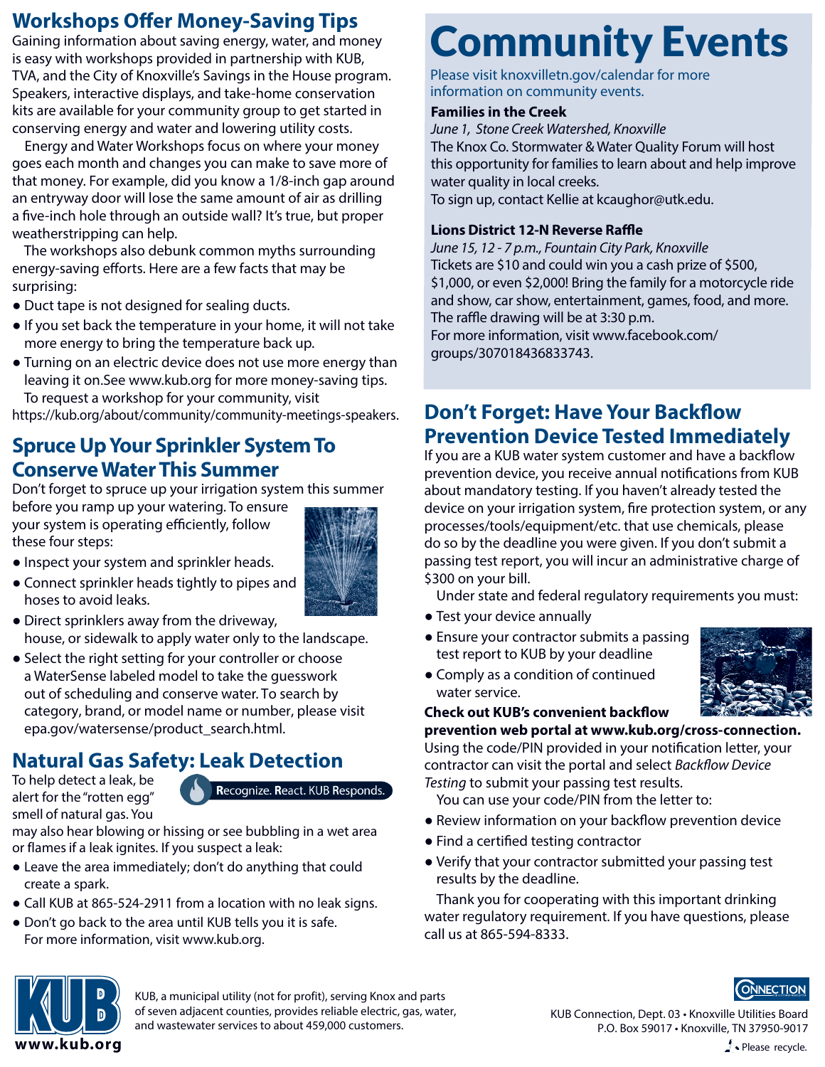## Workshops Offer Money-Saving Tips

Gaining information about saving energy, water, and money is easy with workshops provided in partnership with KUB, TVA, and the City of Knoxville's Savings in the House program. Speakers, interactive displays, and take-home conservation kits are available for your community group to get started in conserving energy and water and lowering utility costs.

Energy and Water Workshops focus on where your money goes each month and changes you can make to save more of that money. For example, did you know a 1/8-inch gap around an entryway door will lose the same amount of air as drilling a five-inch hole through an outside wall? It's true, but proper weatherstripping can help.

The workshops also debunk common myths surrounding energy-saving efforts. Here are a few facts that may be surprising:

- Duct tape is not designed for sealing ducts.
- If you set back the temperature in your home, it will not take more energy to bring the temperature back up.
- Turning on an electric device does not use more energy than leaving it on.See www.kub.org for more money-saving tips.

To request a workshop for your community, visit https://kub.org/about/community/community-meetings-speakers.

## Spruce Up Your Sprinkler System To Conserve Water This Summer

Don't forget to spruce up your irrigation system this summer before you ramp up your watering. To ensure your system is operating efficiently, follow these four steps:

- Inspect your system and sprinkler heads.
- Connect sprinkler heads tightly to pipes and hoses to avoid leaks.
- Direct sprinklers away from the driveway, house, or sidewalk to apply water only to the landscape.
- Select the right setting for your controller or choose a WaterSense labeled model to take the guesswork out of scheduling and conserve water. To search by category, brand, or model name or number, please visit epa.gov/watersense/product_search.html.

## Natural Gas Safety: Leak Detection

**R**ecognize. **R**eact. KUB **R**esponds.

To help detect a leak, be alert for the "rotten egg" smell of natural gas. You may also hear blowing or hissing or see bubbling in a wet area or flames if a leak ignites. If you suspect a leak:

- Leave the area immediately; don't do anything that could create a spark.
- Call KUB at 865-524-2911 from a location with no leak signs.
- Don't go back to the area until KUB tells you it is safe.

For more information, visit www.kub.org.

# Community Events

Please visit knoxvilletn.gov/calendar for more information on community events.

**Families in the Creek**
*June 1, Stone Creek Watershed, Knoxville*
The Knox Co. Stormwater & Water Quality Forum will host this opportunity for families to learn about and help improve water quality in local creeks.
To sign up, contact Kellie at kcaughor@utk.edu.

**Lions District 12-N Reverse Raffle**
*June 15, 12 - 7 p.m., Fountain City Park, Knoxville*
Tickets are $10 and could win you a cash prize of $500, $1,000, or even $2,000! Bring the family for a motorcycle ride and show, car show, entertainment, games, food, and more. The raffle drawing will be at 3:30 p.m.
For more information, visit www.facebook.com/groups/307018436833743.

## Don't Forget: Have Your Backflow Prevention Device Tested Immediately

If you are a KUB water system customer and have a backflow prevention device, you receive annual notifications from KUB about mandatory testing. If you haven't already tested the device on your irrigation system, fire protection system, or any processes/tools/equipment/etc. that use chemicals, please do so by the deadline you were given. If you don't submit a passing test report, you will incur an administrative charge of $300 on your bill.

Under state and federal regulatory requirements you must:

- Test your device annually
- Ensure your contractor submits a passing test report to KUB by your deadline
- Comply as a condition of continued water service.

**Check out KUB's convenient backflow prevention web portal at www.kub.org/cross-connection.** Using the code/PIN provided in your notification letter, your contractor can visit the portal and select *Backflow Device Testing* to submit your passing test results.

You can use your code/PIN from the letter to:

- Review information on your backflow prevention device
- Find a certified testing contractor
- Verify that your contractor submitted your passing test results by the deadline.

Thank you for cooperating with this important drinking water regulatory requirement. If you have questions, please call us at 865-594-8333.

KUB, a municipal utility (not for profit), serving Knox and parts of seven adjacent counties, provides reliable electric, gas, water, and wastewater services to about 459,000 customers.

www.kub.org

KUB Connection, Dept. 03 • Knoxville Utilities Board
P.O. Box 59017 • Knoxville, TN 37950-9017

Please recycle.